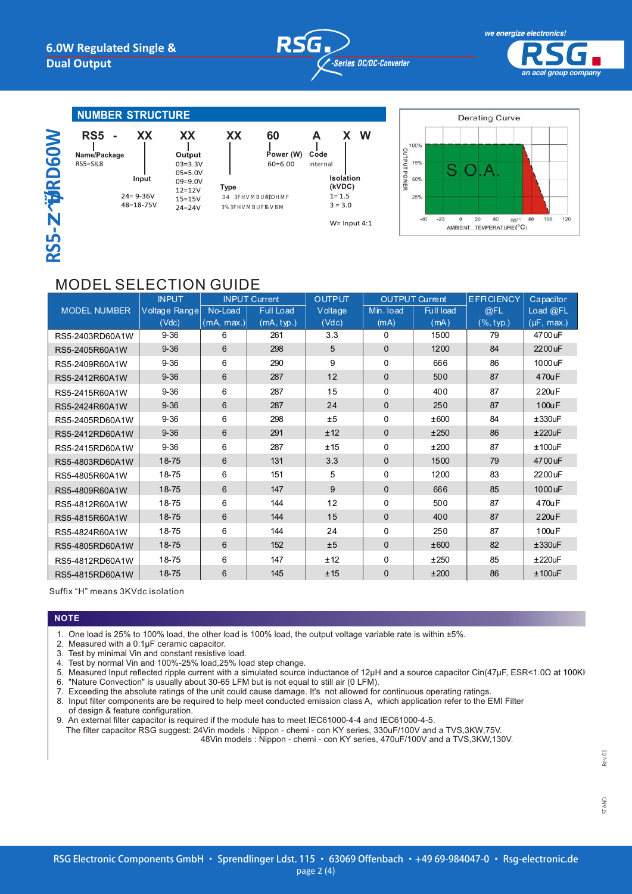# 6.0W Regulated Single & Dual Output

RS5-ZxxRD60W

## NUMBER STRUCTURE

RS5 - XX XX XX 60 A X W

- Name/Package: RS5=SIL8
- Input: 24= 9-36V, 48=18-75V
- Output: 03=3.3V, 05=5.0V, 09=9.0V, 12=12V, 15=15V, 24=24V
- Type: 34 3FHVMBUFEOHMF, 3%3FHVMBUFEVBM
- Power (W): 60=6.00
- Code: internal
- Isolation (kVDC): 1= 1.5, 3 = 3.0
- W= Input 4:1

Derating Curve

## MODEL SELECTION GUIDE

| MODEL NUMBER | INPUT Voltage Range (Vdc) | INPUT Current No-Load (mA, max.) | INPUT Current Full Load (mA, typ.) | OUTPUT Voltage (Vdc) | OUTPUT Current Min. load (mA) | OUTPUT Current Full load (mA) | EFFICIENCY @FL (%, typ.) | Capacitor Load @FL (µF, max.) |
|---|---|---|---|---|---|---|---|---|
| RS5-2403RD60A1W | 9-36 | 6 | 261 | 3.3 | 0 | 1500 | 79 | 4700uF |
| RS5-2405R60A1W | 9-36 | 6 | 298 | 5 | 0 | 1200 | 84 | 2200uF |
| RS5-2409R60A1W | 9-36 | 6 | 290 | 9 | 0 | 666 | 86 | 1000uF |
| RS5-2412R60A1W | 9-36 | 6 | 287 | 12 | 0 | 500 | 87 | 470uF |
| RS5-2415R60A1W | 9-36 | 6 | 287 | 15 | 0 | 400 | 87 | 220uF |
| RS5-2424R60A1W | 9-36 | 6 | 287 | 24 | 0 | 250 | 87 | 100uF |
| RS5-2405RD60A1W | 9-36 | 6 | 298 | ±5 | 0 | ±600 | 84 | ±330uF |
| RS5-2412RD60A1W | 9-36 | 6 | 291 | ±12 | 0 | ±250 | 86 | ±220uF |
| RS5-2415RD60A1W | 9-36 | 6 | 287 | ±15 | 0 | ±200 | 87 | ±100uF |
| RS5-4803RD60A1W | 18-75 | 6 | 131 | 3.3 | 0 | 1500 | 79 | 4700uF |
| RS5-4805R60A1W | 18-75 | 6 | 151 | 5 | 0 | 1200 | 83 | 2200uF |
| RS5-4809R60A1W | 18-75 | 6 | 147 | 9 | 0 | 666 | 85 | 1000uF |
| RS5-4812R60A1W | 18-75 | 6 | 144 | 12 | 0 | 500 | 87 | 470uF |
| RS5-4815R60A1W | 18-75 | 6 | 144 | 15 | 0 | 400 | 87 | 220uF |
| RS5-4824R60A1W | 18-75 | 6 | 144 | 24 | 0 | 250 | 87 | 100uF |
| RS5-4805RD60A1W | 18-75 | 6 | 152 | ±5 | 0 | ±600 | 82 | ±330uF |
| RS5-4812RD60A1W | 18-75 | 6 | 147 | ±12 | 0 | ±250 | 85 | ±220uF |
| RS5-4815RD60A1W | 18-75 | 6 | 145 | ±15 | 0 | ±200 | 86 | ±100uF |

Suffix "H" means 3KVdc isolation

## NOTE

1. One load is 25% to 100% load, the other load is 100% load, the output voltage variable rate is within ±5%.
2. Measured with a 0.1µF ceramic capacitor.
3. Test by minimal Vin and constant resistive load.
4. Test by normal Vin and 100%-25% load,25% load step change.
5. Measured Input reflected ripple current with a simulated source inductance of 12µH and a source capacitor Cin(47µF, ESR<1.0Ω at 100KH
6. "Nature Convection" is usually about 30-65 LFM but is not equal to still air (0 LFM).
7. Exceeding the absolute ratings of the unit could cause damage. It's not allowed for continuous operating ratings.
8. Input filter components are be required to help meet conducted emission class A, which application refer to the EMI Filter of design & feature configuration.
9. An external filter capacitor is required if the module has to meet IEC61000-4-4 and IEC61000-4-5.
   The filter capacitor RSG suggest: 24Vin models : Nippon - chemi - con KY series, 330uF/100V and a TVS,3KW,75V.
   48Vin models : Nippon - chemi - con KY series, 470uF/100V and a TVS,3KW,130V.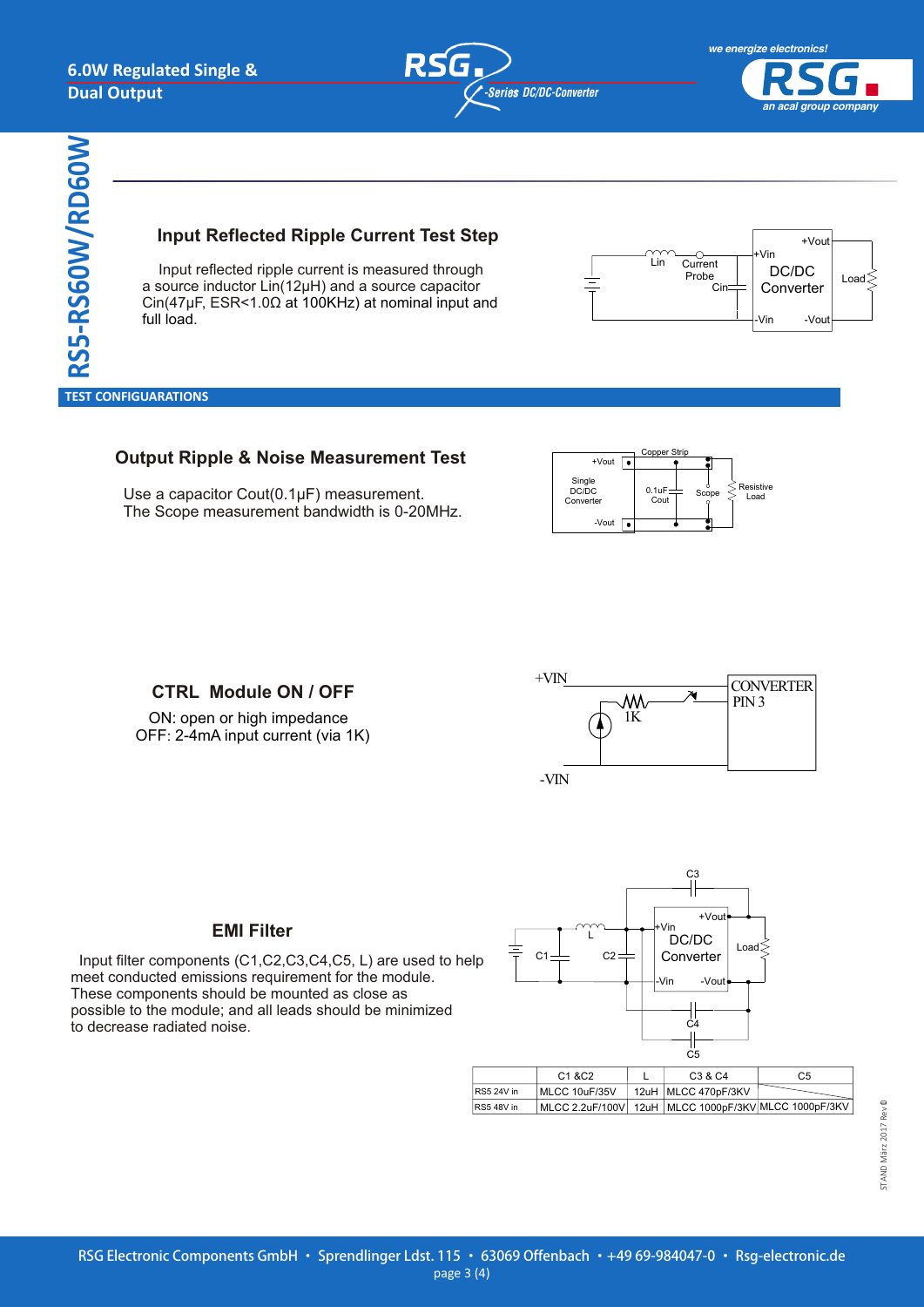## TEST CONFIGUARATIONS

### Input Reflected Ripple Current Test Step

Input reflected ripple current is measured through a source inductor Lin(12µH) and a source capacitor Cin(47µF, ESR<1.0Ω at 100KHz) at nominal input and full load.

### Output Ripple & Noise Measurement Test

Use a capacitor Cout(0.1µF) measurement.
The Scope measurement bandwidth is 0-20MHz.

### CTRL Module ON / OFF

ON: open or high impedance
OFF: 2-4mA input current (via 1K)

### EMI Filter

Input filter components (C1,C2,C3,C4,C5, L) are used to help meet conducted emissions requirement for the module. These components should be mounted as close as possible to the module; and all leads should be minimized to decrease radiated noise.

| | C1 &C2 | L | C3 & C4 | C5 |
|---|---|---|---|---|
| RS5 24V in | MLCC 10uF/35V | 12uH | MLCC 470pF/3KV | |
| RS5 48V in | MLCC 2.2uF/100V | 12uH | MLCC 1000pF/3KV | MLCC 1000pF/3KV |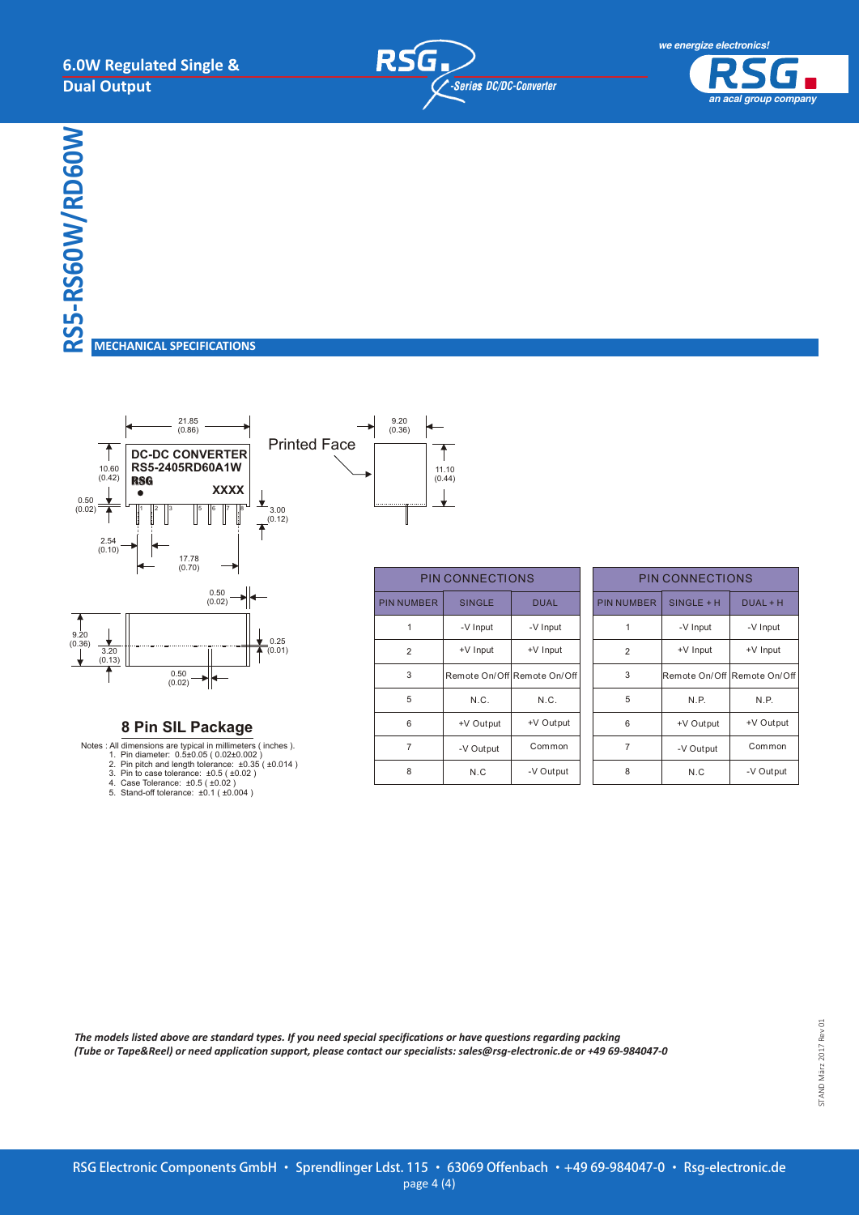## MECHANICAL SPECIFICATIONS

21.85
(0.86)

DC-DC CONVERTER
RS5-2405RD60A1W
RSG
XXXX

Printed Face

10.60
(0.42)

0.50
(0.02)

3.00
(0.12)

2.54
(0.10)

17.78
(0.70)

9.20
(0.36)

11.10
(0.44)

0.50
(0.02)

9.20
(0.36)

3.20
(0.13)

0.25
(0.01)

0.50
(0.02)

### 8 Pin SIL Package

Notes : All dimensions are typical in millimeters ( inches ).
1. Pin diameter: 0.5±0.05 ( 0.02±0.002 )
2. Pin pitch and length tolerance: ±0.35 ( ±0.014 )
3. Pin to case tolerance: ±0.5 ( ±0.02 )
4. Case Tolerance: ±0.5 ( ±0.02 )
5. Stand-off tolerance: ±0.1 ( ±0.004 )

| PIN CONNECTIONS | | |
|---|---|---|
| PIN NUMBER | SINGLE | DUAL |
| 1 | -V Input | -V Input |
| 2 | +V Input | +V Input |
| 3 | Remote On/Off | Remote On/Off |
| 5 | N.C. | N.C. |
| 6 | +V Output | +V Output |
| 7 | -V Output | Common |
| 8 | N.C | -V Output |

| PIN CONNECTIONS | | |
|---|---|---|
| PIN NUMBER | SINGLE + H | DUAL + H |
| 1 | -V Input | -V Input |
| 2 | +V Input | +V Input |
| 3 | Remote On/Off | Remote On/Off |
| 5 | N.P. | N.P. |
| 6 | +V Output | +V Output |
| 7 | -V Output | Common |
| 8 | N.C | -V Output |

***The models listed above are standard types. If you need special specifications or have questions regarding packing (Tube or Tape&Reel) or need application support, please contact our specialists: sales@rsg-electronic.de or +49 69-984047-0***